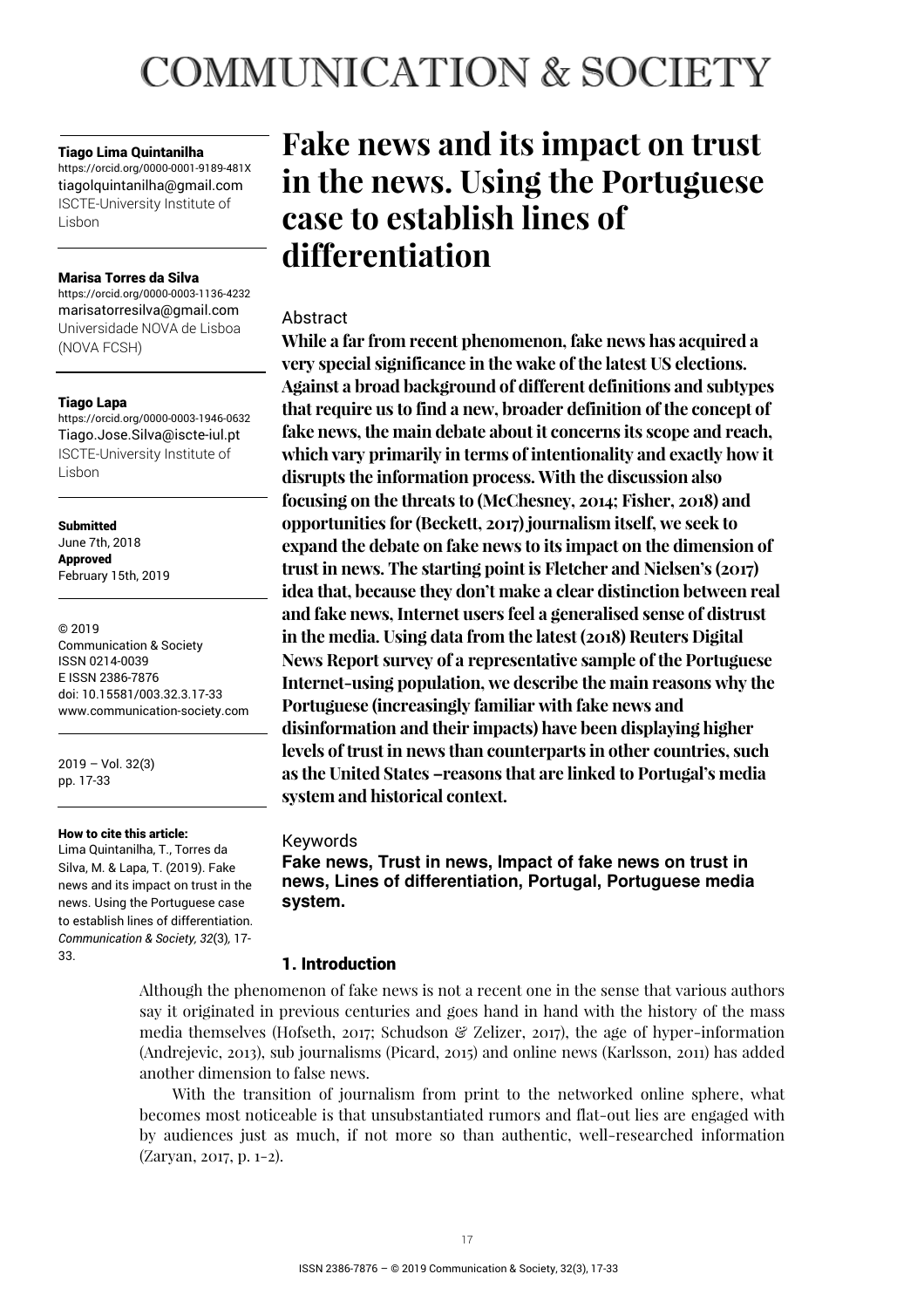# Fake news and its impact on trust in the news. Using the Portuguese case to establish lines of differentiation

**Tiago Lima Quintanilha**
https://orcid.org/0000-0001-9189-481X
tiagolquintanilha@gmail.com
ISCTE-University Institute of Lisbon

**Marisa Torres da Silva**
https://orcid.org/0000-0003-1136-4232
marisatorresilva@gmail.com
Universidade NOVA de Lisboa (NOVA FCSH)

**Tiago Lapa**
https://orcid.org/0000-0003-1946-0632
Tiago.Jose.Silva@iscte-iul.pt
ISCTE-University Institute of Lisbon

**Submitted**
June 7th, 2018
**Approved**
February 15th, 2019

© 2019
Communication & Society
ISSN 0214-0039
E ISSN 2386-7876
doi: 10.15581/003.32.3.17-33
www.communication-society.com

2019 – Vol. 32(3)
pp. 17-33

**How to cite this article:**
Lima Quintanilha, T., Torres da Silva, M. & Lapa, T. (2019). Fake news and its impact on trust in the news. Using the Portuguese case to establish lines of differentiation. *Communication & Society, 32*(3), 17-33.

## Abstract

**While a far from recent phenomenon, fake news has acquired a very special significance in the wake of the latest US elections. Against a broad background of different definitions and subtypes that require us to find a new, broader definition of the concept of fake news, the main debate about it concerns its scope and reach, which vary primarily in terms of intentionality and exactly how it disrupts the information process. With the discussion also focusing on the threats to (McChesney, 2014; Fisher, 2018) and opportunities for (Beckett, 2017) journalism itself, we seek to expand the debate on fake news to its impact on the dimension of trust in news. The starting point is Fletcher and Nielsen's (2017) idea that, because they don't make a clear distinction between real and fake news, Internet users feel a generalised sense of distrust in the media. Using data from the latest (2018) Reuters Digital News Report survey of a representative sample of the Portuguese Internet-using population, we describe the main reasons why the Portuguese (increasingly familiar with fake news and disinformation and their impacts) have been displaying higher levels of trust in news than counterparts in other countries, such as the United States –reasons that are linked to Portugal's media system and historical context.**

## Keywords

**Fake news, Trust in news, Impact of fake news on trust in news, Lines of differentiation, Portugal, Portuguese media system.**

## 1. Introduction

Although the phenomenon of fake news is not a recent one in the sense that various authors say it originated in previous centuries and goes hand in hand with the history of the mass media themselves (Hofseth, 2017; Schudson & Zelizer, 2017), the age of hyper-information (Andrejevic, 2013), sub journalisms (Picard, 2015) and online news (Karlsson, 2011) has added another dimension to false news.

With the transition of journalism from print to the networked online sphere, what becomes most noticeable is that unsubstantiated rumors and flat-out lies are engaged with by audiences just as much, if not more so than authentic, well-researched information (Zaryan, 2017, p. 1-2).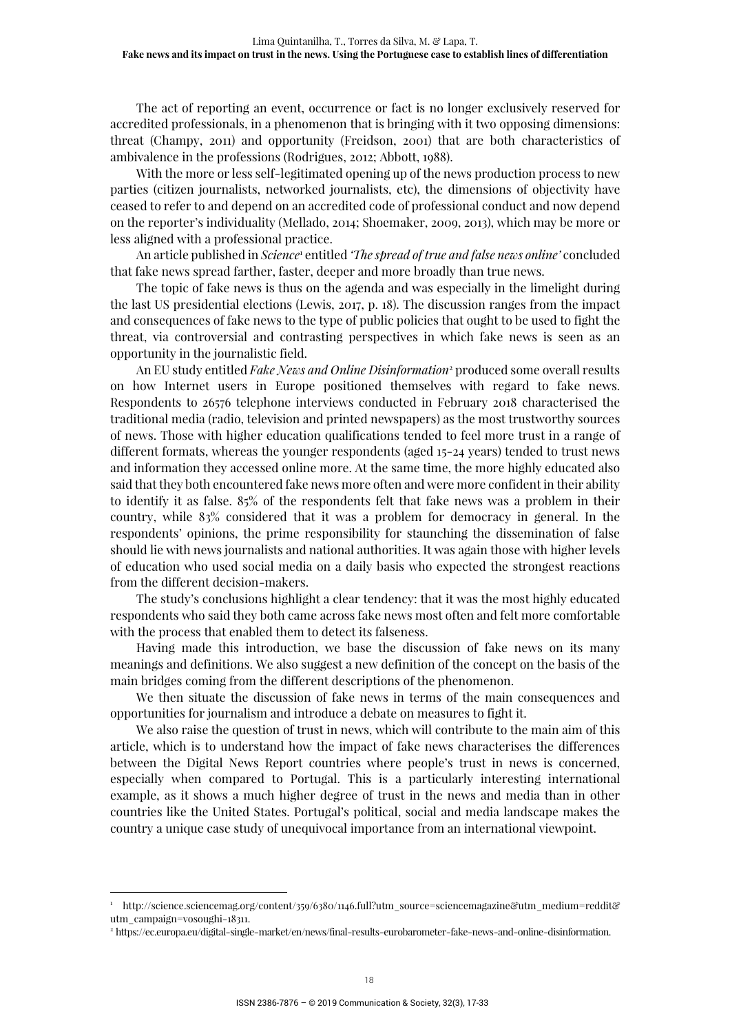The act of reporting an event, occurrence or fact is no longer exclusively reserved for accredited professionals, in a phenomenon that is bringing with it two opposing dimensions: threat (Champy, 2011) and opportunity (Freidson, 2001) that are both characteristics of ambivalence in the professions (Rodrigues, 2012; Abbott, 1988).

With the more or less self-legitimated opening up of the news production process to new parties (citizen journalists, networked journalists, etc), the dimensions of objectivity have ceased to refer to and depend on an accredited code of professional conduct and now depend on the reporter's individuality (Mellado, 2014; Shoemaker, 2009, 2013), which may be more or less aligned with a professional practice.

An article published in *Science*[1] entitled *'The spread of true and false news online'* concluded that fake news spread farther, faster, deeper and more broadly than true news.

The topic of fake news is thus on the agenda and was especially in the limelight during the last US presidential elections (Lewis, 2017, p. 18). The discussion ranges from the impact and consequences of fake news to the type of public policies that ought to be used to fight the threat, via controversial and contrasting perspectives in which fake news is seen as an opportunity in the journalistic field.

An EU study entitled *Fake News and Online Disinformation*[2] produced some overall results on how Internet users in Europe positioned themselves with regard to fake news. Respondents to 26576 telephone interviews conducted in February 2018 characterised the traditional media (radio, television and printed newspapers) as the most trustworthy sources of news. Those with higher education qualifications tended to feel more trust in a range of different formats, whereas the younger respondents (aged 15-24 years) tended to trust news and information they accessed online more. At the same time, the more highly educated also said that they both encountered fake news more often and were more confident in their ability to identify it as false. 85% of the respondents felt that fake news was a problem in their country, while 83% considered that it was a problem for democracy in general. In the respondents' opinions, the prime responsibility for staunching the dissemination of false should lie with news journalists and national authorities. It was again those with higher levels of education who used social media on a daily basis who expected the strongest reactions from the different decision-makers.

The study's conclusions highlight a clear tendency: that it was the most highly educated respondents who said they both came across fake news most often and felt more comfortable with the process that enabled them to detect its falseness.

Having made this introduction, we base the discussion of fake news on its many meanings and definitions. We also suggest a new definition of the concept on the basis of the main bridges coming from the different descriptions of the phenomenon.

We then situate the discussion of fake news in terms of the main consequences and opportunities for journalism and introduce a debate on measures to fight it.

We also raise the question of trust in news, which will contribute to the main aim of this article, which is to understand how the impact of fake news characterises the differences between the Digital News Report countries where people's trust in news is concerned, especially when compared to Portugal. This is a particularly interesting international example, as it shows a much higher degree of trust in the news and media than in other countries like the United States. Portugal's political, social and media landscape makes the country a unique case study of unequivocal importance from an international viewpoint.

---

[1] http://science.sciencemag.org/content/359/6380/1146.full?utm_source=sciencemagazine&utm_medium=reddit&utm_campaign=vosoughi-18311.

[2] https://ec.europa.eu/digital-single-market/en/news/final-results-eurobarometer-fake-news-and-online-disinformation.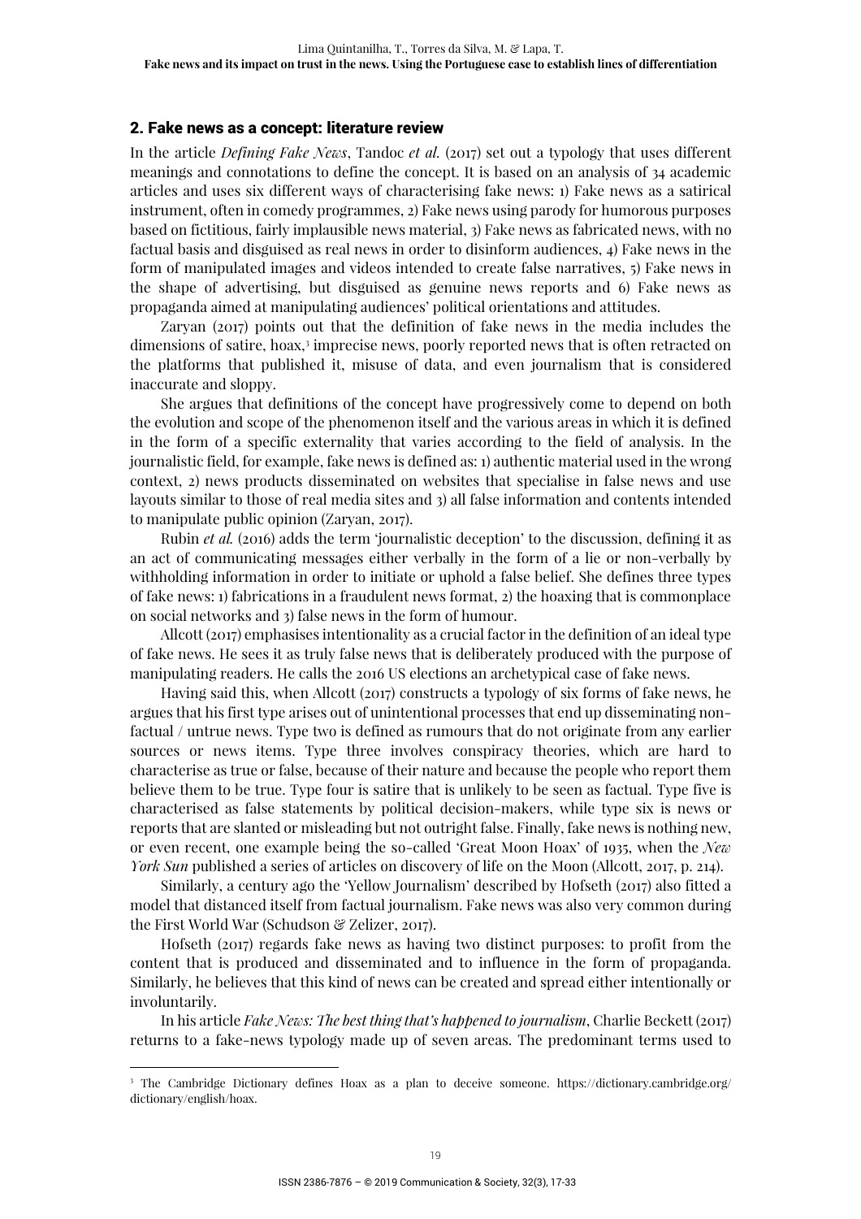## 2. Fake news as a concept: literature review

In the article *Defining Fake News*, Tandoc *et al.* (2017) set out a typology that uses different meanings and connotations to define the concept. It is based on an analysis of 34 academic articles and uses six different ways of characterising fake news: 1) Fake news as a satirical instrument, often in comedy programmes, 2) Fake news using parody for humorous purposes based on fictitious, fairly implausible news material, 3) Fake news as fabricated news, with no factual basis and disguised as real news in order to disinform audiences, 4) Fake news in the form of manipulated images and videos intended to create false narratives, 5) Fake news in the shape of advertising, but disguised as genuine news reports and 6) Fake news as propaganda aimed at manipulating audiences' political orientations and attitudes.

Zaryan (2017) points out that the definition of fake news in the media includes the dimensions of satire, hoax,[3] imprecise news, poorly reported news that is often retracted on the platforms that published it, misuse of data, and even journalism that is considered inaccurate and sloppy.

She argues that definitions of the concept have progressively come to depend on both the evolution and scope of the phenomenon itself and the various areas in which it is defined in the form of a specific externality that varies according to the field of analysis. In the journalistic field, for example, fake news is defined as: 1) authentic material used in the wrong context, 2) news products disseminated on websites that specialise in false news and use layouts similar to those of real media sites and 3) all false information and contents intended to manipulate public opinion (Zaryan, 2017).

Rubin *et al.* (2016) adds the term 'journalistic deception' to the discussion, defining it as an act of communicating messages either verbally in the form of a lie or non-verbally by withholding information in order to initiate or uphold a false belief. She defines three types of fake news: 1) fabrications in a fraudulent news format, 2) the hoaxing that is commonplace on social networks and 3) false news in the form of humour.

Allcott (2017) emphasises intentionality as a crucial factor in the definition of an ideal type of fake news. He sees it as truly false news that is deliberately produced with the purpose of manipulating readers. He calls the 2016 US elections an archetypical case of fake news.

Having said this, when Allcott (2017) constructs a typology of six forms of fake news, he argues that his first type arises out of unintentional processes that end up disseminating non-factual / untrue news. Type two is defined as rumours that do not originate from any earlier sources or news items. Type three involves conspiracy theories, which are hard to characterise as true or false, because of their nature and because the people who report them believe them to be true. Type four is satire that is unlikely to be seen as factual. Type five is characterised as false statements by political decision-makers, while type six is news or reports that are slanted or misleading but not outright false. Finally, fake news is nothing new, or even recent, one example being the so-called 'Great Moon Hoax' of 1935, when the *New York Sun* published a series of articles on discovery of life on the Moon (Allcott, 2017, p. 214).

Similarly, a century ago the 'Yellow Journalism' described by Hofseth (2017) also fitted a model that distanced itself from factual journalism. Fake news was also very common during the First World War (Schudson & Zelizer, 2017).

Hofseth (2017) regards fake news as having two distinct purposes: to profit from the content that is produced and disseminated and to influence in the form of propaganda. Similarly, he believes that this kind of news can be created and spread either intentionally or involuntarily.

In his article *Fake News: The best thing that's happened to journalism*, Charlie Beckett (2017) returns to a fake-news typology made up of seven areas. The predominant terms used to

[3] The Cambridge Dictionary defines Hoax as a plan to deceive someone. https://dictionary.cambridge.org/dictionary/english/hoax.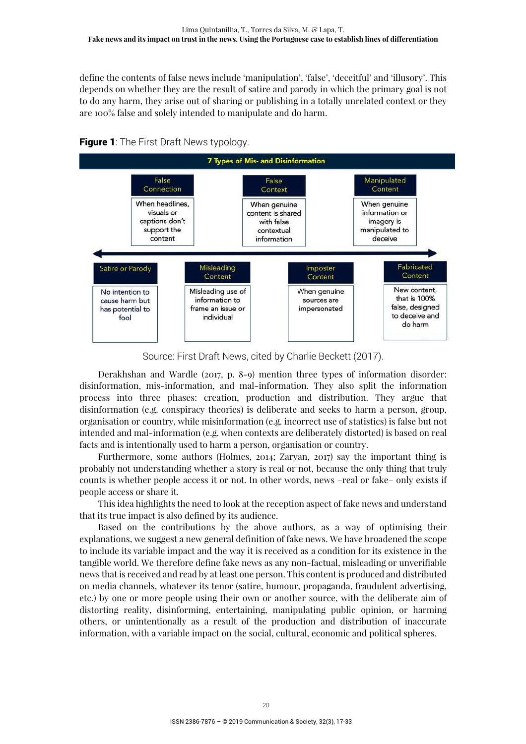define the contents of false news include 'manipulation', 'false', 'deceitful' and 'illusory'. This depends on whether they are the result of satire and parody in which the primary goal is not to do any harm, they arise out of sharing or publishing in a totally unrelated context or they are 100% false and solely intended to manipulate and do harm.

**Figure 1**: The First Draft News typology.

**7 Types of Mis- and Disinformation**

| Type | Description |
|---|---|
| Satire or Parody | No intention to cause harm but has potential to fool |
| False Connection | When headlines, visuals or captions don't support the content |
| Misleading Content | Misleading use of information to frame an issue or individual |
| False Context | When genuine content is shared with false contextual information |
| Imposter Content | When genuine sources are impersonated |
| Manipulated Content | When genuine information or imagery is manipulated to deceive |
| Fabricated Content | New content, that is 100% false, designed to deceive and do harm |

Source: First Draft News, cited by Charlie Beckett (2017).

Derakhshan and Wardle (2017, p. 8-9) mention three types of information disorder: disinformation, mis-information, and mal-information. They also split the information process into three phases: creation, production and distribution. They argue that disinformation (e.g. conspiracy theories) is deliberate and seeks to harm a person, group, organisation or country, while misinformation (e.g. incorrect use of statistics) is false but not intended and mal-information (e.g. when contexts are deliberately distorted) is based on real facts and is intentionally used to harm a person, organisation or country.

Furthermore, some authors (Holmes, 2014; Zaryan, 2017) say the important thing is probably not understanding whether a story is real or not, because the only thing that truly counts is whether people access it or not. In other words, news –real or fake– only exists if people access or share it.

This idea highlights the need to look at the reception aspect of fake news and understand that its true impact is also defined by its audience.

Based on the contributions by the above authors, as a way of optimising their explanations, we suggest a new general definition of fake news. We have broadened the scope to include its variable impact and the way it is received as a condition for its existence in the tangible world. We therefore define fake news as any non-factual, misleading or unverifiable news that is received and read by at least one person. This content is produced and distributed on media channels, whatever its tenor (satire, humour, propaganda, fraudulent advertising, etc.) by one or more people using their own or another source, with the deliberate aim of distorting reality, disinforming, entertaining, manipulating public opinion, or harming others, or unintentionally as a result of the production and distribution of inaccurate information, with a variable impact on the social, cultural, economic and political spheres.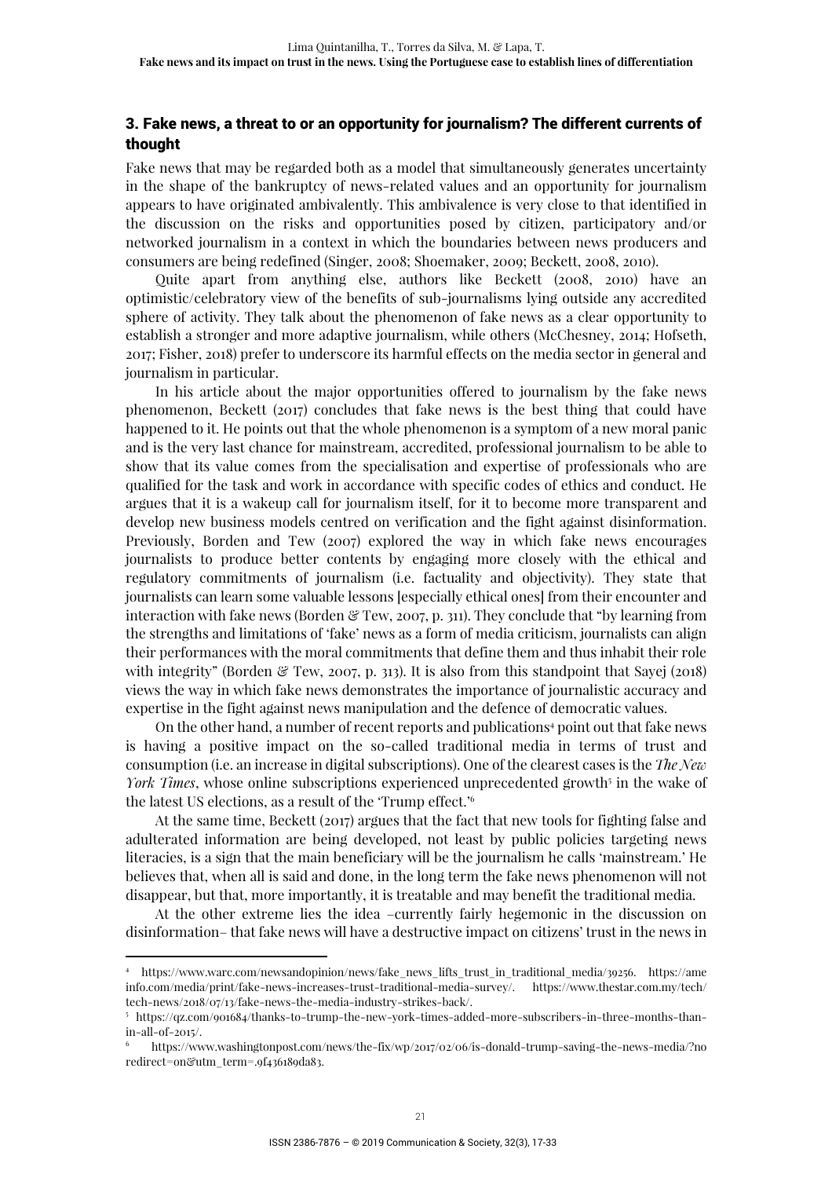## 3. Fake news, a threat to or an opportunity for journalism? The different currents of thought

Fake news that may be regarded both as a model that simultaneously generates uncertainty in the shape of the bankruptcy of news-related values and an opportunity for journalism appears to have originated ambivalently. This ambivalence is very close to that identified in the discussion on the risks and opportunities posed by citizen, participatory and/or networked journalism in a context in which the boundaries between news producers and consumers are being redefined (Singer, 2008; Shoemaker, 2009; Beckett, 2008, 2010).

Quite apart from anything else, authors like Beckett (2008, 2010) have an optimistic/celebratory view of the benefits of sub-journalisms lying outside any accredited sphere of activity. They talk about the phenomenon of fake news as a clear opportunity to establish a stronger and more adaptive journalism, while others (McChesney, 2014; Hofseth, 2017; Fisher, 2018) prefer to underscore its harmful effects on the media sector in general and journalism in particular.

In his article about the major opportunities offered to journalism by the fake news phenomenon, Beckett (2017) concludes that fake news is the best thing that could have happened to it. He points out that the whole phenomenon is a symptom of a new moral panic and is the very last chance for mainstream, accredited, professional journalism to be able to show that its value comes from the specialisation and expertise of professionals who are qualified for the task and work in accordance with specific codes of ethics and conduct. He argues that it is a wakeup call for journalism itself, for it to become more transparent and develop new business models centred on verification and the fight against disinformation. Previously, Borden and Tew (2007) explored the way in which fake news encourages journalists to produce better contents by engaging more closely with the ethical and regulatory commitments of journalism (i.e. factuality and objectivity). They state that journalists can learn some valuable lessons [especially ethical ones] from their encounter and interaction with fake news (Borden & Tew, 2007, p. 311). They conclude that "by learning from the strengths and limitations of 'fake' news as a form of media criticism, journalists can align their performances with the moral commitments that define them and thus inhabit their role with integrity" (Borden & Tew, 2007, p. 313). It is also from this standpoint that Sayej (2018) views the way in which fake news demonstrates the importance of journalistic accuracy and expertise in the fight against news manipulation and the defence of democratic values.

On the other hand, a number of recent reports and publications[4] point out that fake news is having a positive impact on the so-called traditional media in terms of trust and consumption (i.e. an increase in digital subscriptions). One of the clearest cases is the *The New York Times*, whose online subscriptions experienced unprecedented growth[5] in the wake of the latest US elections, as a result of the 'Trump effect.'[6]

At the same time, Beckett (2017) argues that the fact that new tools for fighting false and adulterated information are being developed, not least by public policies targeting news literacies, is a sign that the main beneficiary will be the journalism he calls 'mainstream.' He believes that, when all is said and done, in the long term the fake news phenomenon will not disappear, but that, more importantly, it is treatable and may benefit the traditional media.

At the other extreme lies the idea –currently fairly hegemonic in the discussion on disinformation– that fake news will have a destructive impact on citizens' trust in the news in

---

[4] https://www.warc.com/newsandopinion/news/fake_news_lifts_trust_in_traditional_media/39256. https://ameinfo.com/media/print/fake-news-increases-trust-traditional-media-survey/. https://www.thestar.com.my/tech/tech-news/2018/07/13/fake-news-the-media-industry-strikes-back/.

[5] https://qz.com/901684/thanks-to-trump-the-new-york-times-added-more-subscribers-in-three-months-than-in-all-of-2015/.

[6] https://www.washingtonpost.com/news/the-fix/wp/2017/02/06/is-donald-trump-saving-the-news-media/?noredirect=on&utm_term=.9f436189da83.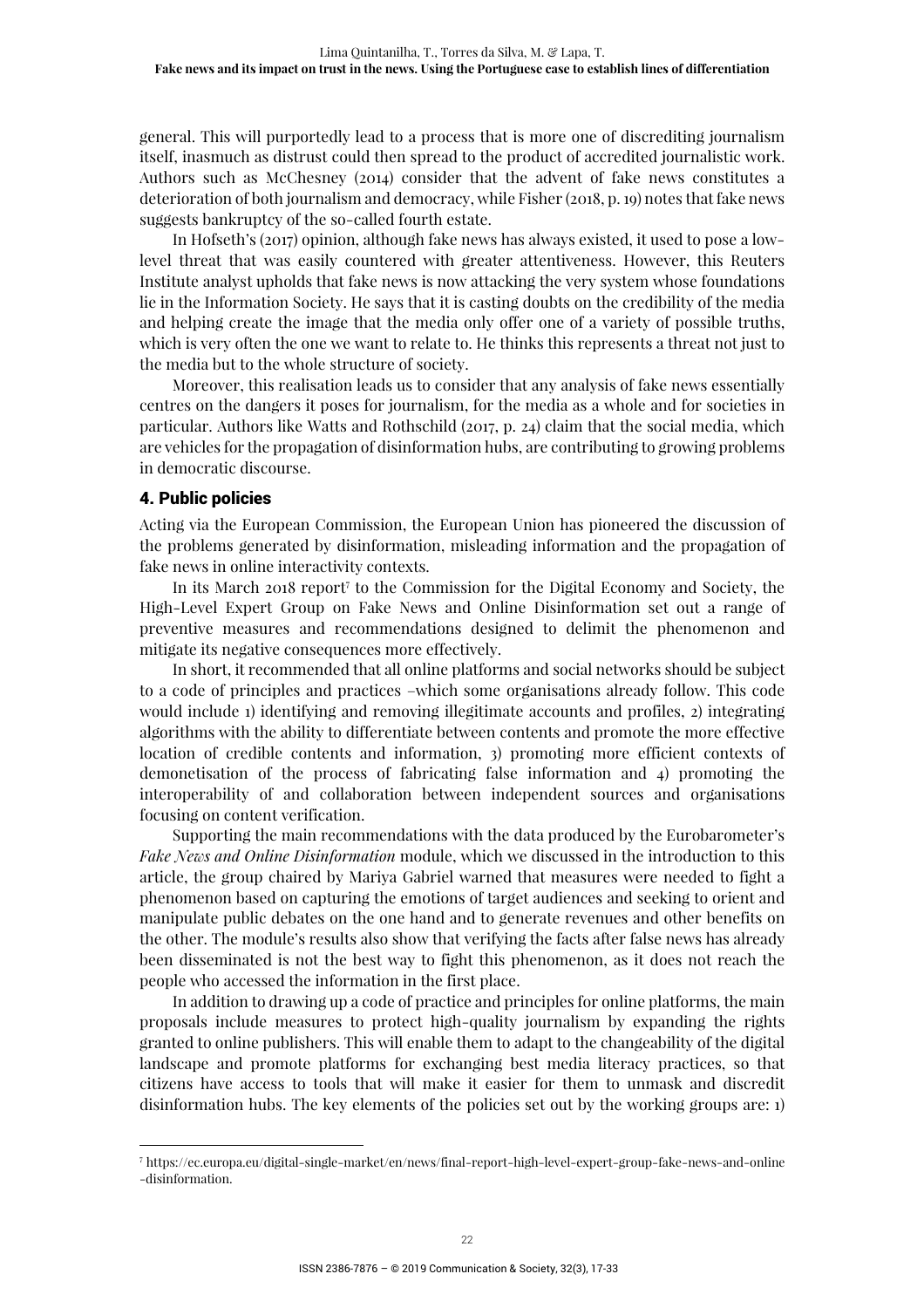general. This will purportedly lead to a process that is more one of discrediting journalism itself, inasmuch as distrust could then spread to the product of accredited journalistic work. Authors such as McChesney (2014) consider that the advent of fake news constitutes a deterioration of both journalism and democracy, while Fisher (2018, p. 19) notes that fake news suggests bankruptcy of the so-called fourth estate.

In Hofseth's (2017) opinion, although fake news has always existed, it used to pose a low-level threat that was easily countered with greater attentiveness. However, this Reuters Institute analyst upholds that fake news is now attacking the very system whose foundations lie in the Information Society. He says that it is casting doubts on the credibility of the media and helping create the image that the media only offer one of a variety of possible truths, which is very often the one we want to relate to. He thinks this represents a threat not just to the media but to the whole structure of society.

Moreover, this realisation leads us to consider that any analysis of fake news essentially centres on the dangers it poses for journalism, for the media as a whole and for societies in particular. Authors like Watts and Rothschild (2017, p. 24) claim that the social media, which are vehicles for the propagation of disinformation hubs, are contributing to growing problems in democratic discourse.

## 4. Public policies

Acting via the European Commission, the European Union has pioneered the discussion of the problems generated by disinformation, misleading information and the propagation of fake news in online interactivity contexts.

In its March 2018 report[7] to the Commission for the Digital Economy and Society, the High-Level Expert Group on Fake News and Online Disinformation set out a range of preventive measures and recommendations designed to delimit the phenomenon and mitigate its negative consequences more effectively.

In short, it recommended that all online platforms and social networks should be subject to a code of principles and practices –which some organisations already follow. This code would include 1) identifying and removing illegitimate accounts and profiles, 2) integrating algorithms with the ability to differentiate between contents and promote the more effective location of credible contents and information, 3) promoting more efficient contexts of demonetisation of the process of fabricating false information and 4) promoting the interoperability of and collaboration between independent sources and organisations focusing on content verification.

Supporting the main recommendations with the data produced by the Eurobarometer's *Fake News and Online Disinformation* module, which we discussed in the introduction to this article, the group chaired by Mariya Gabriel warned that measures were needed to fight a phenomenon based on capturing the emotions of target audiences and seeking to orient and manipulate public debates on the one hand and to generate revenues and other benefits on the other. The module's results also show that verifying the facts after false news has already been disseminated is not the best way to fight this phenomenon, as it does not reach the people who accessed the information in the first place.

In addition to drawing up a code of practice and principles for online platforms, the main proposals include measures to protect high-quality journalism by expanding the rights granted to online publishers. This will enable them to adapt to the changeability of the digital landscape and promote platforms for exchanging best media literacy practices, so that citizens have access to tools that will make it easier for them to unmask and discredit disinformation hubs. The key elements of the policies set out by the working groups are: 1)

[7] https://ec.europa.eu/digital-single-market/en/news/final-report-high-level-expert-group-fake-news-and-online-disinformation.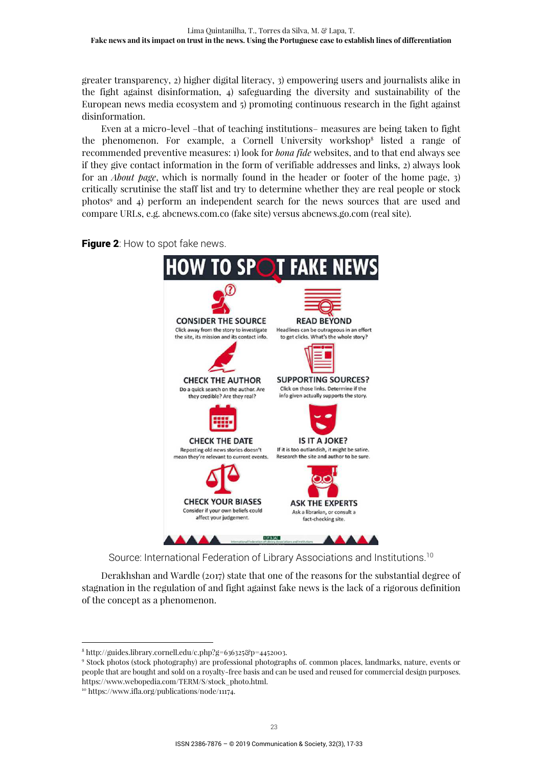greater transparency, 2) higher digital literacy, 3) empowering users and journalists alike in the fight against disinformation, 4) safeguarding the diversity and sustainability of the European news media ecosystem and 5) promoting continuous research in the fight against disinformation.

Even at a micro-level –that of teaching institutions– measures are being taken to fight the phenomenon. For example, a Cornell University workshop[8] listed a range of recommended preventive measures: 1) look for *bona fide* websites, and to that end always see if they give contact information in the form of verifiable addresses and links, 2) always look for an *About page*, which is normally found in the header or footer of the home page, 3) critically scrutinise the staff list and try to determine whether they are real people or stock photos[9] and 4) perform an independent search for the news sources that are used and compare URLs, e.g. abcnews.com.co (fake site) versus abcnews.go.com (real site).

**Figure 2**: How to spot fake news.

HOW TO SPOT FAKE NEWS

CONSIDER THE SOURCE
Click away from the story to investigate the site, its mission and its contact info.

READ BEYOND
Headlines can be outrageous in an effort to get clicks. What's the whole story?

CHECK THE AUTHOR
Do a quick search on the author. Are they credible? Are they real?

SUPPORTING SOURCES?
Click on those links. Determine if the info given actually supports the story.

CHECK THE DATE
Reposting old news stories doesn't mean they're relevant to current events.

IS IT A JOKE?
If it is too outlandish, it might be satire. Research the site and author to be sure.

CHECK YOUR BIASES
Consider if your own beliefs could affect your judgement.

ASK THE EXPERTS
Ask a librarian, or consult a fact-checking site.

Source: International Federation of Library Associations and Institutions.[10]

Derakhshan and Wardle (2017) state that one of the reasons for the substantial degree of stagnation in the regulation of and fight against fake news is the lack of a rigorous definition of the concept as a phenomenon.

---

[8] http://guides.library.cornell.edu/c.php?g=636325&p=4452003.

[9] Stock photos (stock photography) are professional photographs of. common places, landmarks, nature, events or people that are bought and sold on a royalty-free basis and can be used and reused for commercial design purposes. https://www.webopedia.com/TERM/S/stock_photo.html.

[10] https://www.ifla.org/publications/node/11174.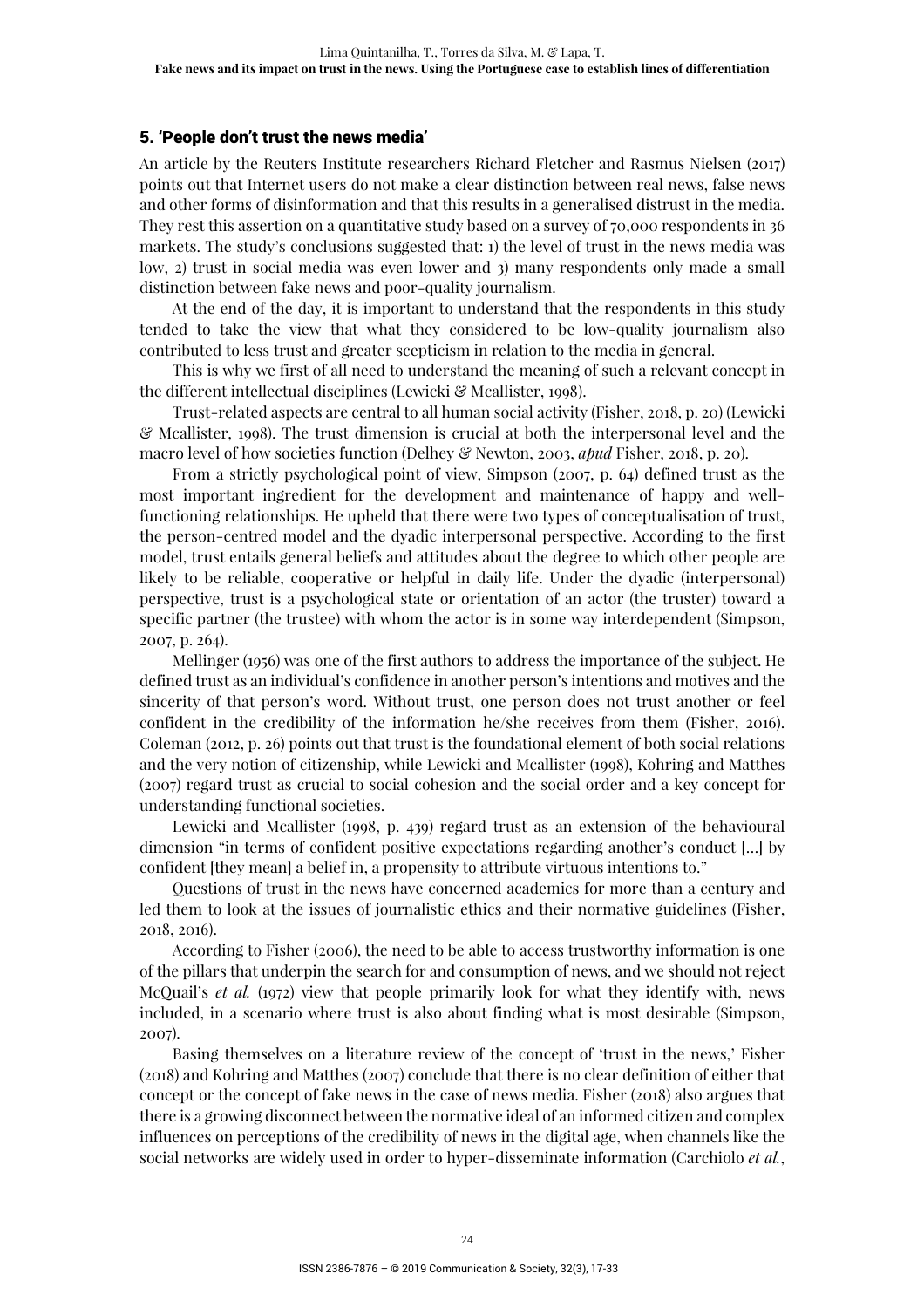## 5. 'People don't trust the news media'

An article by the Reuters Institute researchers Richard Fletcher and Rasmus Nielsen (2017) points out that Internet users do not make a clear distinction between real news, false news and other forms of disinformation and that this results in a generalised distrust in the media. They rest this assertion on a quantitative study based on a survey of 70,000 respondents in 36 markets. The study's conclusions suggested that: 1) the level of trust in the news media was low, 2) trust in social media was even lower and 3) many respondents only made a small distinction between fake news and poor-quality journalism.

At the end of the day, it is important to understand that the respondents in this study tended to take the view that what they considered to be low-quality journalism also contributed to less trust and greater scepticism in relation to the media in general.

This is why we first of all need to understand the meaning of such a relevant concept in the different intellectual disciplines (Lewicki & Mcallister, 1998).

Trust-related aspects are central to all human social activity (Fisher, 2018, p. 20) (Lewicki & Mcallister, 1998). The trust dimension is crucial at both the interpersonal level and the macro level of how societies function (Delhey & Newton, 2003, *apud* Fisher, 2018, p. 20).

From a strictly psychological point of view, Simpson (2007, p. 64) defined trust as the most important ingredient for the development and maintenance of happy and well-functioning relationships. He upheld that there were two types of conceptualisation of trust, the person-centred model and the dyadic interpersonal perspective. According to the first model, trust entails general beliefs and attitudes about the degree to which other people are likely to be reliable, cooperative or helpful in daily life. Under the dyadic (interpersonal) perspective, trust is a psychological state or orientation of an actor (the truster) toward a specific partner (the trustee) with whom the actor is in some way interdependent (Simpson, 2007, p. 264).

Mellinger (1956) was one of the first authors to address the importance of the subject. He defined trust as an individual's confidence in another person's intentions and motives and the sincerity of that person's word. Without trust, one person does not trust another or feel confident in the credibility of the information he/she receives from them (Fisher, 2016). Coleman (2012, p. 26) points out that trust is the foundational element of both social relations and the very notion of citizenship, while Lewicki and Mcallister (1998), Kohring and Matthes (2007) regard trust as crucial to social cohesion and the social order and a key concept for understanding functional societies.

Lewicki and Mcallister (1998, p. 439) regard trust as an extension of the behavioural dimension "in terms of confident positive expectations regarding another's conduct [...] by confident [they mean] a belief in, a propensity to attribute virtuous intentions to."

Questions of trust in the news have concerned academics for more than a century and led them to look at the issues of journalistic ethics and their normative guidelines (Fisher, 2018, 2016).

According to Fisher (2006), the need to be able to access trustworthy information is one of the pillars that underpin the search for and consumption of news, and we should not reject McQuail's *et al.* (1972) view that people primarily look for what they identify with, news included, in a scenario where trust is also about finding what is most desirable (Simpson, 2007).

Basing themselves on a literature review of the concept of 'trust in the news,' Fisher (2018) and Kohring and Matthes (2007) conclude that there is no clear definition of either that concept or the concept of fake news in the case of news media. Fisher (2018) also argues that there is a growing disconnect between the normative ideal of an informed citizen and complex influences on perceptions of the credibility of news in the digital age, when channels like the social networks are widely used in order to hyper-disseminate information (Carchiolo *et al.*,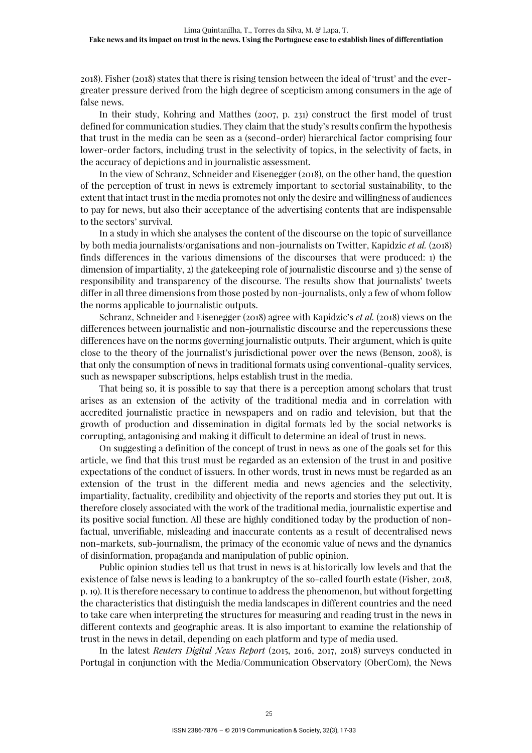2018). Fisher (2018) states that there is rising tension between the ideal of 'trust' and the ever-greater pressure derived from the high degree of scepticism among consumers in the age of false news.

In their study, Kohring and Matthes (2007, p. 231) construct the first model of trust defined for communication studies. They claim that the study's results confirm the hypothesis that trust in the media can be seen as a (second-order) hierarchical factor comprising four lower-order factors, including trust in the selectivity of topics, in the selectivity of facts, in the accuracy of depictions and in journalistic assessment.

In the view of Schranz, Schneider and Eisenegger (2018), on the other hand, the question of the perception of trust in news is extremely important to sectorial sustainability, to the extent that intact trust in the media promotes not only the desire and willingness of audiences to pay for news, but also their acceptance of the advertising contents that are indispensable to the sectors' survival.

In a study in which she analyses the content of the discourse on the topic of surveillance by both media journalists/organisations and non-journalists on Twitter, Kapidzic *et al.* (2018) finds differences in the various dimensions of the discourses that were produced: 1) the dimension of impartiality, 2) the gatekeeping role of journalistic discourse and 3) the sense of responsibility and transparency of the discourse. The results show that journalists' tweets differ in all three dimensions from those posted by non-journalists, only a few of whom follow the norms applicable to journalistic outputs.

Schranz, Schneider and Eisenegger (2018) agree with Kapidzic's *et al.* (2018) views on the differences between journalistic and non-journalistic discourse and the repercussions these differences have on the norms governing journalistic outputs. Their argument, which is quite close to the theory of the journalist's jurisdictional power over the news (Benson, 2008), is that only the consumption of news in traditional formats using conventional-quality services, such as newspaper subscriptions, helps establish trust in the media.

That being so, it is possible to say that there is a perception among scholars that trust arises as an extension of the activity of the traditional media and in correlation with accredited journalistic practice in newspapers and on radio and television, but that the growth of production and dissemination in digital formats led by the social networks is corrupting, antagonising and making it difficult to determine an ideal of trust in news.

On suggesting a definition of the concept of trust in news as one of the goals set for this article, we find that this trust must be regarded as an extension of the trust in and positive expectations of the conduct of issuers. In other words, trust in news must be regarded as an extension of the trust in the different media and news agencies and the selectivity, impartiality, factuality, credibility and objectivity of the reports and stories they put out. It is therefore closely associated with the work of the traditional media, journalistic expertise and its positive social function. All these are highly conditioned today by the production of non-factual, unverifiable, misleading and inaccurate contents as a result of decentralised news non-markets, sub-journalism, the primacy of the economic value of news and the dynamics of disinformation, propaganda and manipulation of public opinion.

Public opinion studies tell us that trust in news is at historically low levels and that the existence of false news is leading to a bankruptcy of the so-called fourth estate (Fisher, 2018, p. 19). It is therefore necessary to continue to address the phenomenon, but without forgetting the characteristics that distinguish the media landscapes in different countries and the need to take care when interpreting the structures for measuring and reading trust in the news in different contexts and geographic areas. It is also important to examine the relationship of trust in the news in detail, depending on each platform and type of media used.

In the latest *Reuters Digital News Report* (2015, 2016, 2017, 2018) surveys conducted in Portugal in conjunction with the Media/Communication Observatory (OberCom), the News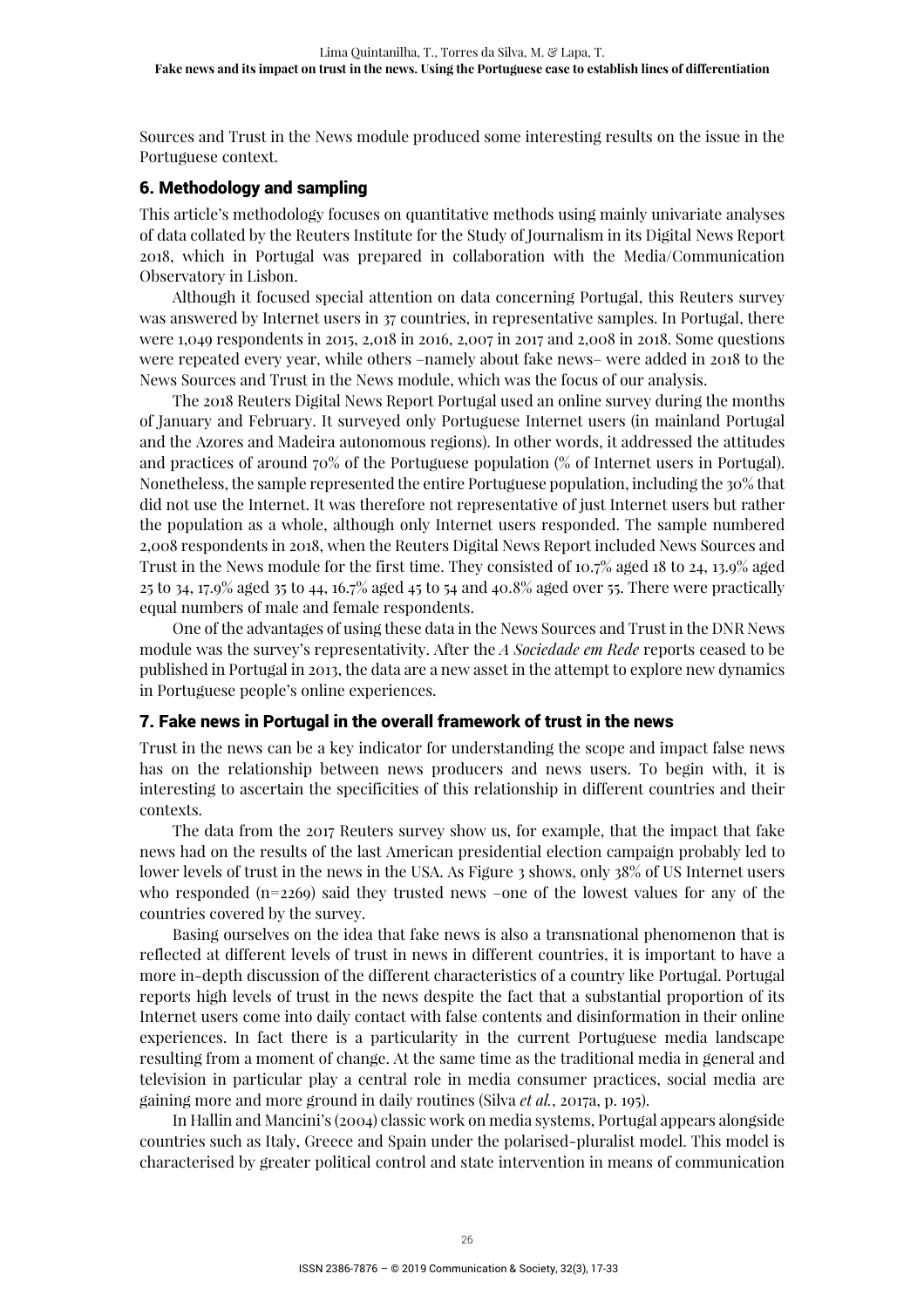Sources and Trust in the News module produced some interesting results on the issue in the Portuguese context.

## 6. Methodology and sampling

This article's methodology focuses on quantitative methods using mainly univariate analyses of data collated by the Reuters Institute for the Study of Journalism in its Digital News Report 2018, which in Portugal was prepared in collaboration with the Media/Communication Observatory in Lisbon.

Although it focused special attention on data concerning Portugal, this Reuters survey was answered by Internet users in 37 countries, in representative samples. In Portugal, there were 1,049 respondents in 2015, 2,018 in 2016, 2,007 in 2017 and 2,008 in 2018. Some questions were repeated every year, while others –namely about fake news– were added in 2018 to the News Sources and Trust in the News module, which was the focus of our analysis.

The 2018 Reuters Digital News Report Portugal used an online survey during the months of January and February. It surveyed only Portuguese Internet users (in mainland Portugal and the Azores and Madeira autonomous regions). In other words, it addressed the attitudes and practices of around 70% of the Portuguese population (% of Internet users in Portugal). Nonetheless, the sample represented the entire Portuguese population, including the 30% that did not use the Internet. It was therefore not representative of just Internet users but rather the population as a whole, although only Internet users responded. The sample numbered 2,008 respondents in 2018, when the Reuters Digital News Report included News Sources and Trust in the News module for the first time. They consisted of 10.7% aged 18 to 24, 13.9% aged 25 to 34, 17.9% aged 35 to 44, 16.7% aged 45 to 54 and 40.8% aged over 55. There were practically equal numbers of male and female respondents.

One of the advantages of using these data in the News Sources and Trust in the DNR News module was the survey's representativity. After the *A Sociedade em Rede* reports ceased to be published in Portugal in 2013, the data are a new asset in the attempt to explore new dynamics in Portuguese people's online experiences.

## 7. Fake news in Portugal in the overall framework of trust in the news

Trust in the news can be a key indicator for understanding the scope and impact false news has on the relationship between news producers and news users. To begin with, it is interesting to ascertain the specificities of this relationship in different countries and their contexts.

The data from the 2017 Reuters survey show us, for example, that the impact that fake news had on the results of the last American presidential election campaign probably led to lower levels of trust in the news in the USA. As Figure 3 shows, only 38% of US Internet users who responded (n=2269) said they trusted news –one of the lowest values for any of the countries covered by the survey.

Basing ourselves on the idea that fake news is also a transnational phenomenon that is reflected at different levels of trust in news in different countries, it is important to have a more in-depth discussion of the different characteristics of a country like Portugal. Portugal reports high levels of trust in the news despite the fact that a substantial proportion of its Internet users come into daily contact with false contents and disinformation in their online experiences. In fact there is a particularity in the current Portuguese media landscape resulting from a moment of change. At the same time as the traditional media in general and television in particular play a central role in media consumer practices, social media are gaining more and more ground in daily routines (Silva *et al.*, 2017a, p. 195).

In Hallin and Mancini's (2004) classic work on media systems, Portugal appears alongside countries such as Italy, Greece and Spain under the polarised-pluralist model. This model is characterised by greater political control and state intervention in means of communication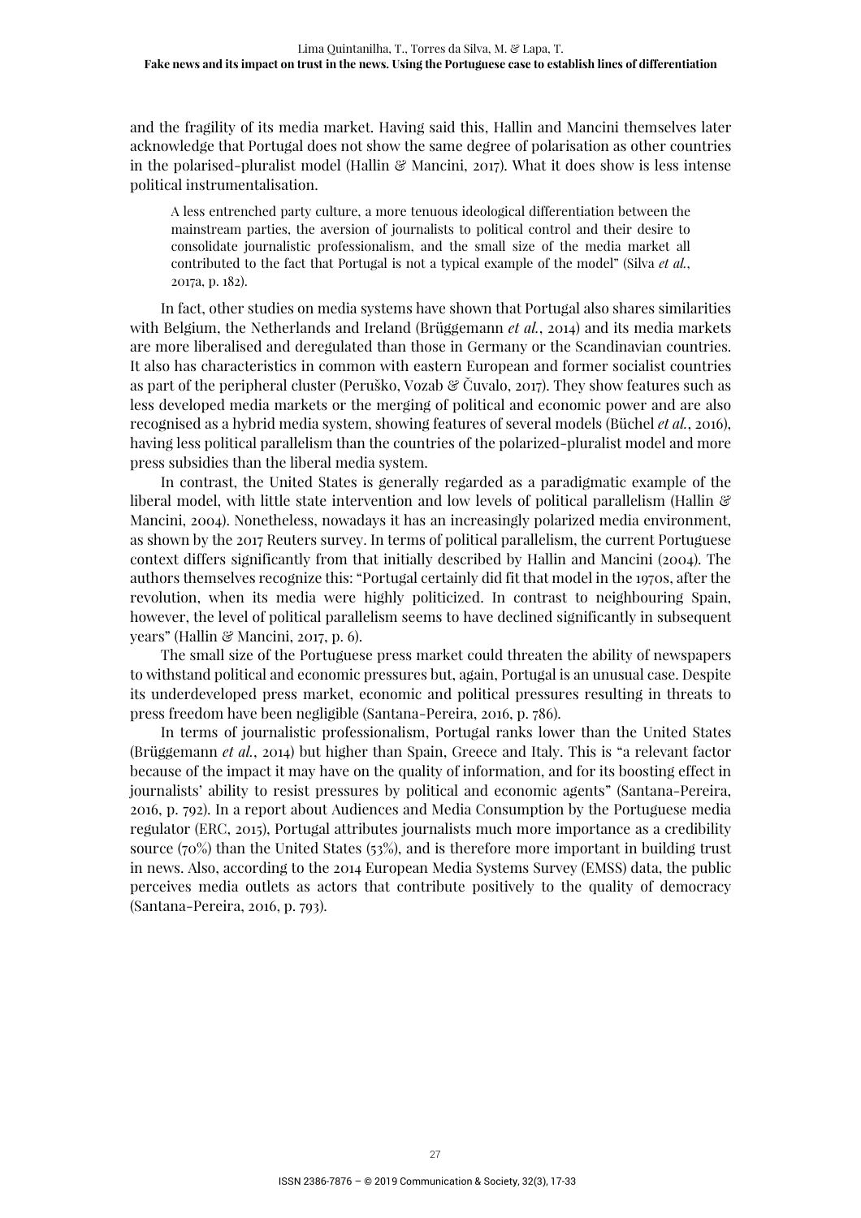and the fragility of its media market. Having said this, Hallin and Mancini themselves later acknowledge that Portugal does not show the same degree of polarisation as other countries in the polarised-pluralist model (Hallin & Mancini, 2017). What it does show is less intense political instrumentalisation.

> A less entrenched party culture, a more tenuous ideological differentiation between the mainstream parties, the aversion of journalists to political control and their desire to consolidate journalistic professionalism, and the small size of the media market all contributed to the fact that Portugal is not a typical example of the model" (Silva *et al.*, 2017a, p. 182).

In fact, other studies on media systems have shown that Portugal also shares similarities with Belgium, the Netherlands and Ireland (Brüggemann *et al.*, 2014) and its media markets are more liberalised and deregulated than those in Germany or the Scandinavian countries. It also has characteristics in common with eastern European and former socialist countries as part of the peripheral cluster (Peruško, Vozab & Čuvalo, 2017). They show features such as less developed media markets or the merging of political and economic power and are also recognised as a hybrid media system, showing features of several models (Büchel *et al.*, 2016), having less political parallelism than the countries of the polarized-pluralist model and more press subsidies than the liberal media system.

In contrast, the United States is generally regarded as a paradigmatic example of the liberal model, with little state intervention and low levels of political parallelism (Hallin & Mancini, 2004). Nonetheless, nowadays it has an increasingly polarized media environment, as shown by the 2017 Reuters survey. In terms of political parallelism, the current Portuguese context differs significantly from that initially described by Hallin and Mancini (2004). The authors themselves recognize this: "Portugal certainly did fit that model in the 1970s, after the revolution, when its media were highly politicized. In contrast to neighbouring Spain, however, the level of political parallelism seems to have declined significantly in subsequent years" (Hallin & Mancini, 2017, p. 6).

The small size of the Portuguese press market could threaten the ability of newspapers to withstand political and economic pressures but, again, Portugal is an unusual case. Despite its underdeveloped press market, economic and political pressures resulting in threats to press freedom have been negligible (Santana-Pereira, 2016, p. 786).

In terms of journalistic professionalism, Portugal ranks lower than the United States (Brüggemann *et al.*, 2014) but higher than Spain, Greece and Italy. This is "a relevant factor because of the impact it may have on the quality of information, and for its boosting effect in journalists' ability to resist pressures by political and economic agents" (Santana-Pereira, 2016, p. 792). In a report about Audiences and Media Consumption by the Portuguese media regulator (ERC, 2015), Portugal attributes journalists much more importance as a credibility source (70%) than the United States (53%), and is therefore more important in building trust in news. Also, according to the 2014 European Media Systems Survey (EMSS) data, the public perceives media outlets as actors that contribute positively to the quality of democracy (Santana-Pereira, 2016, p. 793).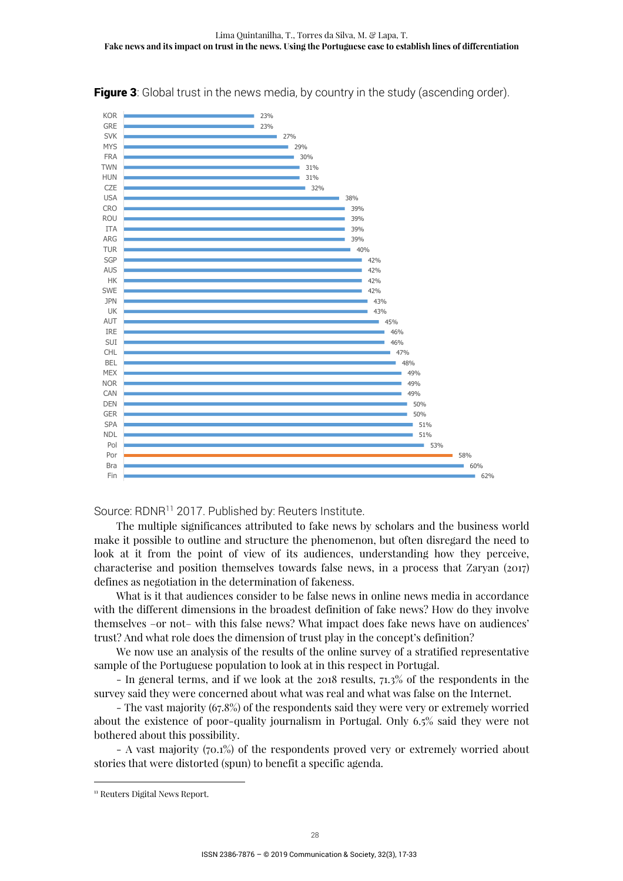**Figure 3**: Global trust in the news media, by country in the study (ascending order).

| Country | Trust |
| --- | --- |
| KOR | 23% |
| GRE | 23% |
| SVK | 27% |
| MYS | 29% |
| FRA | 30% |
| TWN | 31% |
| HUN | 31% |
| CZE | 32% |
| USA | 38% |
| CRO | 39% |
| ROU | 39% |
| ITA | 39% |
| ARG | 39% |
| TUR | 40% |
| SGP | 42% |
| AUS | 42% |
| HK | 42% |
| SWE | 42% |
| JPN | 43% |
| UK | 43% |
| AUT | 45% |
| IRE | 46% |
| SUI | 46% |
| CHL | 47% |
| BEL | 48% |
| MEX | 49% |
| NOR | 49% |
| CAN | 49% |
| DEN | 50% |
| GER | 50% |
| SPA | 51% |
| NDL | 51% |
| Pol | 53% |
| Por | 58% |
| Bra | 60% |
| Fin | 62% |

Source: RDNR[11] 2017. Published by: Reuters Institute.

The multiple significances attributed to fake news by scholars and the business world make it possible to outline and structure the phenomenon, but often disregard the need to look at it from the point of view of its audiences, understanding how they perceive, characterise and position themselves towards false news, in a process that Zaryan (2017) defines as negotiation in the determination of fakeness.

What is it that audiences consider to be false news in online news media in accordance with the different dimensions in the broadest definition of fake news? How do they involve themselves –or not– with this false news? What impact does fake news have on audiences' trust? And what role does the dimension of trust play in the concept's definition?

We now use an analysis of the results of the online survey of a stratified representative sample of the Portuguese population to look at in this respect in Portugal.

- In general terms, and if we look at the 2018 results, 71.3% of the respondents in the survey said they were concerned about what was real and what was false on the Internet.

- The vast majority (67.8%) of the respondents said they were very or extremely worried about the existence of poor-quality journalism in Portugal. Only 6.5% said they were not bothered about this possibility.

- A vast majority (70.1%) of the respondents proved very or extremely worried about stories that were distorted (spun) to benefit a specific agenda.

---

[11] Reuters Digital News Report.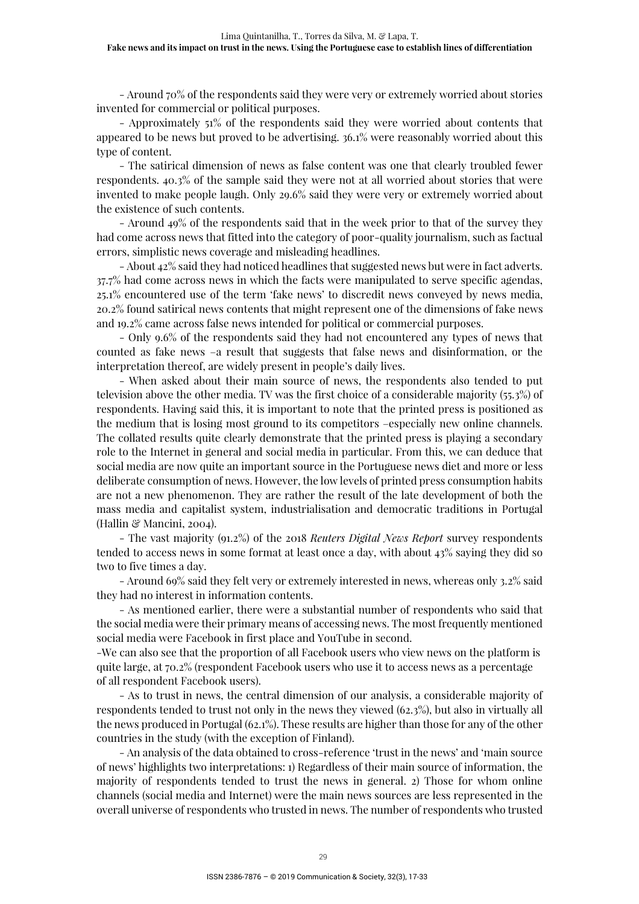– Around 70% of the respondents said they were very or extremely worried about stories invented for commercial or political purposes.

– Approximately 51% of the respondents said they were worried about contents that appeared to be news but proved to be advertising. 36.1% were reasonably worried about this type of content.

– The satirical dimension of news as false content was one that clearly troubled fewer respondents. 40.3% of the sample said they were not at all worried about stories that were invented to make people laugh. Only 29.6% said they were very or extremely worried about the existence of such contents.

– Around 49% of the respondents said that in the week prior to that of the survey they had come across news that fitted into the category of poor-quality journalism, such as factual errors, simplistic news coverage and misleading headlines.

– About 42% said they had noticed headlines that suggested news but were in fact adverts. 37.7% had come across news in which the facts were manipulated to serve specific agendas, 25.1% encountered use of the term 'fake news' to discredit news conveyed by news media, 20.2% found satirical news contents that might represent one of the dimensions of fake news and 19.2% came across false news intended for political or commercial purposes.

– Only 9.6% of the respondents said they had not encountered any types of news that counted as fake news –a result that suggests that false news and disinformation, or the interpretation thereof, are widely present in people's daily lives.

– When asked about their main source of news, the respondents also tended to put television above the other media. TV was the first choice of a considerable majority (55.3%) of respondents. Having said this, it is important to note that the printed press is positioned as the medium that is losing most ground to its competitors –especially new online channels. The collated results quite clearly demonstrate that the printed press is playing a secondary role to the Internet in general and social media in particular. From this, we can deduce that social media are now quite an important source in the Portuguese news diet and more or less deliberate consumption of news. However, the low levels of printed press consumption habits are not a new phenomenon. They are rather the result of the late development of both the mass media and capitalist system, industrialisation and democratic traditions in Portugal (Hallin & Mancini, 2004).

– The vast majority (91.2%) of the 2018 *Reuters Digital News Report* survey respondents tended to access news in some format at least once a day, with about 43% saying they did so two to five times a day.

– Around 69% said they felt very or extremely interested in news, whereas only 3.2% said they had no interest in information contents.

– As mentioned earlier, there were a substantial number of respondents who said that the social media were their primary means of accessing news. The most frequently mentioned social media were Facebook in first place and YouTube in second.

–We can also see that the proportion of all Facebook users who view news on the platform is quite large, at 70.2% (respondent Facebook users who use it to access news as a percentage of all respondent Facebook users).

– As to trust in news, the central dimension of our analysis, a considerable majority of respondents tended to trust not only in the news they viewed (62.3%), but also in virtually all the news produced in Portugal (62.1%). These results are higher than those for any of the other countries in the study (with the exception of Finland).

– An analysis of the data obtained to cross-reference 'trust in the news' and 'main source of news' highlights two interpretations: 1) Regardless of their main source of information, the majority of respondents tended to trust the news in general. 2) Those for whom online channels (social media and Internet) were the main news sources are less represented in the overall universe of respondents who trusted in news. The number of respondents who trusted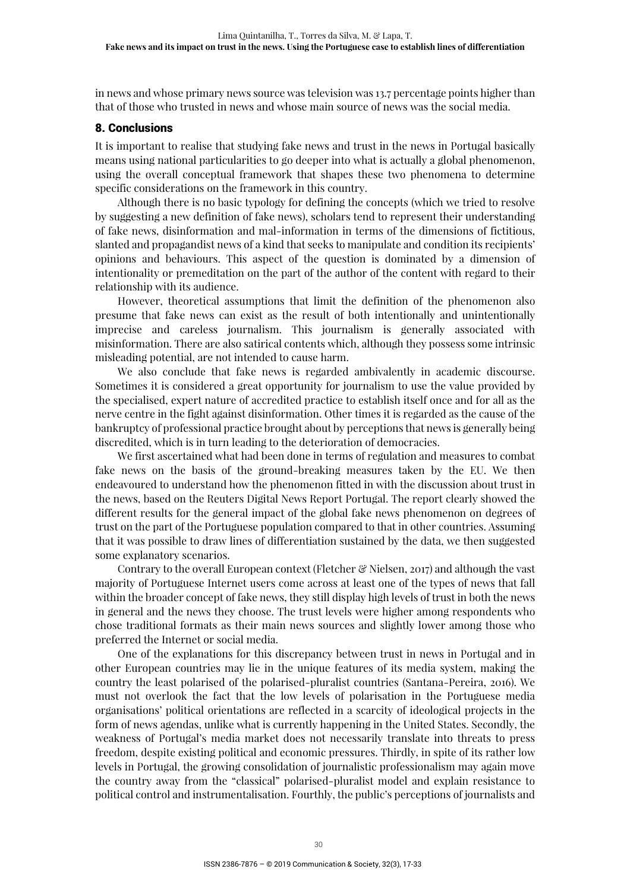in news and whose primary news source was television was 13.7 percentage points higher than that of those who trusted in news and whose main source of news was the social media.

## 8. Conclusions

It is important to realise that studying fake news and trust in the news in Portugal basically means using national particularities to go deeper into what is actually a global phenomenon, using the overall conceptual framework that shapes these two phenomena to determine specific considerations on the framework in this country.

Although there is no basic typology for defining the concepts (which we tried to resolve by suggesting a new definition of fake news), scholars tend to represent their understanding of fake news, disinformation and mal-information in terms of the dimensions of fictitious, slanted and propagandist news of a kind that seeks to manipulate and condition its recipients' opinions and behaviours. This aspect of the question is dominated by a dimension of intentionality or premeditation on the part of the author of the content with regard to their relationship with its audience.

However, theoretical assumptions that limit the definition of the phenomenon also presume that fake news can exist as the result of both intentionally and unintentionally imprecise and careless journalism. This journalism is generally associated with misinformation. There are also satirical contents which, although they possess some intrinsic misleading potential, are not intended to cause harm.

We also conclude that fake news is regarded ambivalently in academic discourse. Sometimes it is considered a great opportunity for journalism to use the value provided by the specialised, expert nature of accredited practice to establish itself once and for all as the nerve centre in the fight against disinformation. Other times it is regarded as the cause of the bankruptcy of professional practice brought about by perceptions that news is generally being discredited, which is in turn leading to the deterioration of democracies.

We first ascertained what had been done in terms of regulation and measures to combat fake news on the basis of the ground-breaking measures taken by the EU. We then endeavoured to understand how the phenomenon fitted in with the discussion about trust in the news, based on the Reuters Digital News Report Portugal. The report clearly showed the different results for the general impact of the global fake news phenomenon on degrees of trust on the part of the Portuguese population compared to that in other countries. Assuming that it was possible to draw lines of differentiation sustained by the data, we then suggested some explanatory scenarios.

Contrary to the overall European context (Fletcher & Nielsen, 2017) and although the vast majority of Portuguese Internet users come across at least one of the types of news that fall within the broader concept of fake news, they still display high levels of trust in both the news in general and the news they choose. The trust levels were higher among respondents who chose traditional formats as their main news sources and slightly lower among those who preferred the Internet or social media.

One of the explanations for this discrepancy between trust in news in Portugal and in other European countries may lie in the unique features of its media system, making the country the least polarised of the polarised-pluralist countries (Santana-Pereira, 2016). We must not overlook the fact that the low levels of polarisation in the Portuguese media organisations' political orientations are reflected in a scarcity of ideological projects in the form of news agendas, unlike what is currently happening in the United States. Secondly, the weakness of Portugal's media market does not necessarily translate into threats to press freedom, despite existing political and economic pressures. Thirdly, in spite of its rather low levels in Portugal, the growing consolidation of journalistic professionalism may again move the country away from the "classical" polarised-pluralist model and explain resistance to political control and instrumentalisation. Fourthly, the public's perceptions of journalists and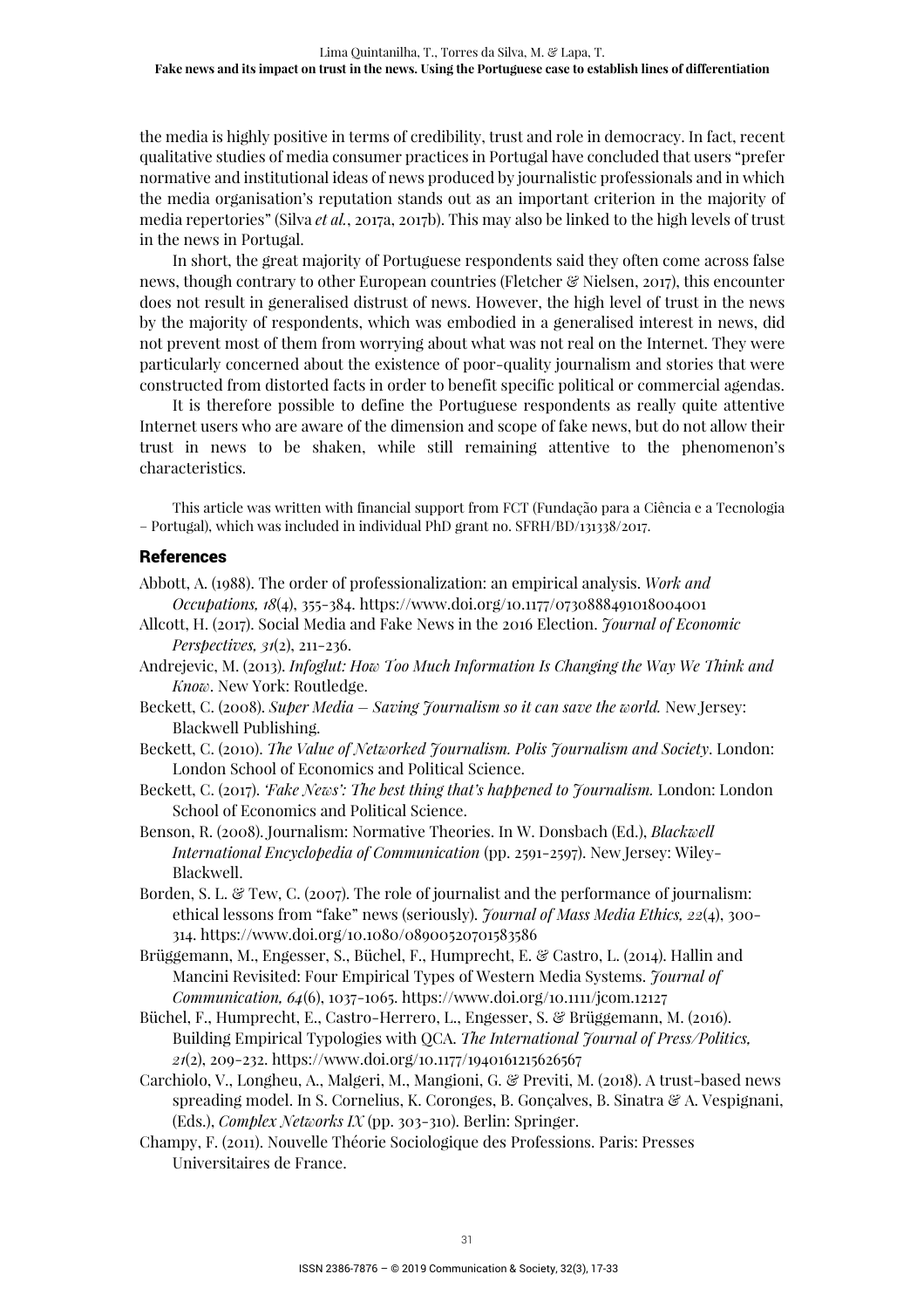the media is highly positive in terms of credibility, trust and role in democracy. In fact, recent qualitative studies of media consumer practices in Portugal have concluded that users "prefer normative and institutional ideas of news produced by journalistic professionals and in which the media organisation's reputation stands out as an important criterion in the majority of media repertories" (Silva *et al.*, 2017a, 2017b). This may also be linked to the high levels of trust in the news in Portugal.

In short, the great majority of Portuguese respondents said they often come across false news, though contrary to other European countries (Fletcher & Nielsen, 2017), this encounter does not result in generalised distrust of news. However, the high level of trust in the news by the majority of respondents, which was embodied in a generalised interest in news, did not prevent most of them from worrying about what was not real on the Internet. They were particularly concerned about the existence of poor-quality journalism and stories that were constructed from distorted facts in order to benefit specific political or commercial agendas.

It is therefore possible to define the Portuguese respondents as really quite attentive Internet users who are aware of the dimension and scope of fake news, but do not allow their trust in news to be shaken, while still remaining attentive to the phenomenon's characteristics.

This article was written with financial support from FCT (Fundação para a Ciência e a Tecnologia – Portugal), which was included in individual PhD grant no. SFRH/BD/131338/2017.

## References

Abbott, A. (1988). The order of professionalization: an empirical analysis. *Work and Occupations, 18*(4), 355-384. https://www.doi.org/10.1177/0730888491018004001

Allcott, H. (2017). Social Media and Fake News in the 2016 Election. *Journal of Economic Perspectives, 31*(2), 211-236.

Andrejevic, M. (2013). *Infoglut: How Too Much Information Is Changing the Way We Think and Know*. New York: Routledge.

Beckett, C. (2008). *Super Media – Saving Journalism so it can save the world.* New Jersey: Blackwell Publishing.

Beckett, C. (2010). *The Value of Networked Journalism. Polis Journalism and Society*. London: London School of Economics and Political Science.

Beckett, C. (2017). *'Fake News': The best thing that's happened to Journalism.* London: London School of Economics and Political Science.

Benson, R. (2008). Journalism: Normative Theories. In W. Donsbach (Ed.), *Blackwell International Encyclopedia of Communication* (pp. 2591-2597). New Jersey: Wiley-Blackwell.

Borden, S. L. & Tew, C. (2007). The role of journalist and the performance of journalism: ethical lessons from "fake" news (seriously). *Journal of Mass Media Ethics, 22*(4), 300-314. https://www.doi.org/10.1080/08900520701583586

Brüggemann, M., Engesser, S., Büchel, F., Humprecht, E. & Castro, L. (2014). Hallin and Mancini Revisited: Four Empirical Types of Western Media Systems. *Journal of Communication, 64*(6), 1037-1065. https://www.doi.org/10.1111/jcom.12127

Büchel, F., Humprecht, E., Castro-Herrero, L., Engesser, S. & Brüggemann, M. (2016). Building Empirical Typologies with QCA. *The International Journal of Press/Politics, 21*(2), 209-232. https://www.doi.org/10.1177/1940161215626567

Carchiolo, V., Longheu, A., Malgeri, M., Mangioni, G. & Previti, M. (2018). A trust-based news spreading model. In S. Cornelius, K. Coronges, B. Gonçalves, B. Sinatra & A. Vespignani, (Eds.), *Complex Networks IX* (pp. 303-310). Berlin: Springer.

Champy, F. (2011). Nouvelle Théorie Sociologique des Professions. Paris: Presses Universitaires de France.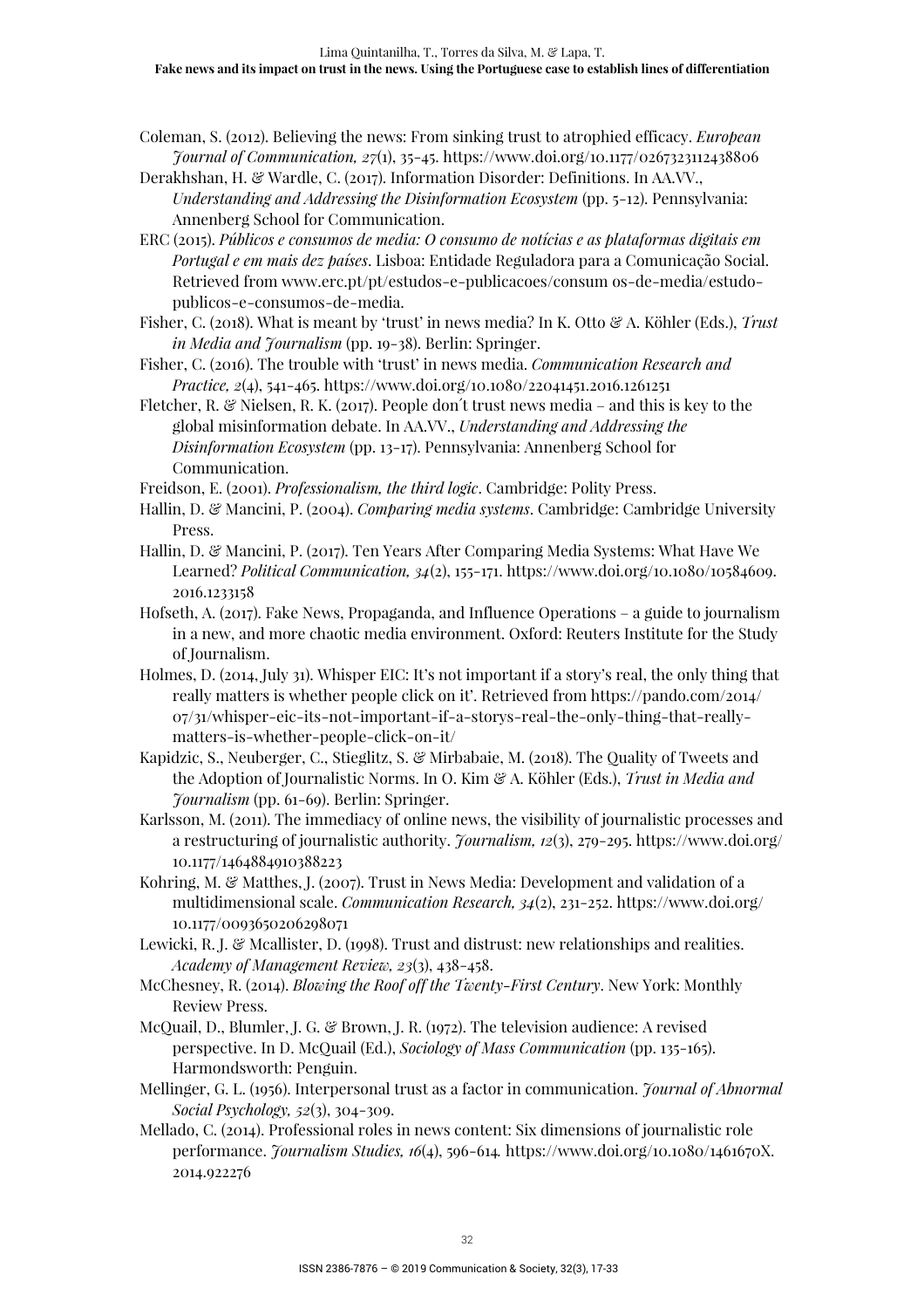Coleman, S. (2012). Believing the news: From sinking trust to atrophied efficacy. *European Journal of Communication, 27*(1), 35-45. https://www.doi.org/10.1177/0267323112438806

Derakhshan, H. & Wardle, C. (2017). Information Disorder: Definitions. In AA.VV., *Understanding and Addressing the Disinformation Ecosystem* (pp. 5-12). Pennsylvania: Annenberg School for Communication.

ERC (2015). *Públicos e consumos de media: O consumo de notícias e as plataformas digitais em Portugal e em mais dez países*. Lisboa: Entidade Reguladora para a Comunicação Social. Retrieved from www.erc.pt/pt/estudos-e-publicacoes/consum os-de-media/estudo-publicos-e-consumos-de-media.

Fisher, C. (2018). What is meant by 'trust' in news media? In K. Otto & A. Köhler (Eds.), *Trust in Media and Journalism* (pp. 19-38). Berlin: Springer.

Fisher, C. (2016). The trouble with 'trust' in news media. *Communication Research and Practice, 2*(4), 541-465. https://www.doi.org/10.1080/22041451.2016.1261251

Fletcher, R. & Nielsen, R. K. (2017). People don´t trust news media – and this is key to the global misinformation debate. In AA.VV., *Understanding and Addressing the Disinformation Ecosystem* (pp. 13-17). Pennsylvania: Annenberg School for Communication.

Freidson, E. (2001). *Professionalism, the third logic*. Cambridge: Polity Press.

Hallin, D. & Mancini, P. (2004). *Comparing media systems*. Cambridge: Cambridge University Press.

Hallin, D. & Mancini, P. (2017). Ten Years After Comparing Media Systems: What Have We Learned? *Political Communication, 34*(2), 155-171. https://www.doi.org/10.1080/10584609.2016.1233158

Hofseth, A. (2017). Fake News, Propaganda, and Influence Operations – a guide to journalism in a new, and more chaotic media environment. Oxford: Reuters Institute for the Study of Journalism.

Holmes, D. (2014, July 31). Whisper EIC: It's not important if a story's real, the only thing that really matters is whether people click on it'. Retrieved from https://pando.com/2014/07/31/whisper-eic-its-not-important-if-a-storys-real-the-only-thing-that-really-matters-is-whether-people-click-on-it/

Kapidzic, S., Neuberger, C., Stieglitz, S. & Mirbabaie, M. (2018). The Quality of Tweets and the Adoption of Journalistic Norms. In O. Kim & A. Köhler (Eds.), *Trust in Media and Journalism* (pp. 61-69). Berlin: Springer.

Karlsson, M. (2011). The immediacy of online news, the visibility of journalistic processes and a restructuring of journalistic authority. *Journalism, 12*(3), 279-295. https://www.doi.org/10.1177/1464884910388223

Kohring, M. & Matthes, J. (2007). Trust in News Media: Development and validation of a multidimensional scale. *Communication Research, 34*(2), 231-252. https://www.doi.org/10.1177/0093650206298071

Lewicki, R. J. & Mcallister, D. (1998). Trust and distrust: new relationships and realities. *Academy of Management Review, 23*(3), 438-458.

McChesney, R. (2014). *Blowing the Roof off the Twenty-First Century*. New York: Monthly Review Press.

McQuail, D., Blumler, J. G. & Brown, J. R. (1972). The television audience: A revised perspective. In D. McQuail (Ed.), *Sociology of Mass Communication* (pp. 135-165). Harmondsworth: Penguin.

Mellinger, G. L. (1956). Interpersonal trust as a factor in communication. *Journal of Abnormal Social Psychology, 52*(3), 304-309.

Mellado, C. (2014). Professional roles in news content: Six dimensions of journalistic role performance. *Journalism Studies, 16*(4), 596-614. https://www.doi.org/10.1080/1461670X.2014.922276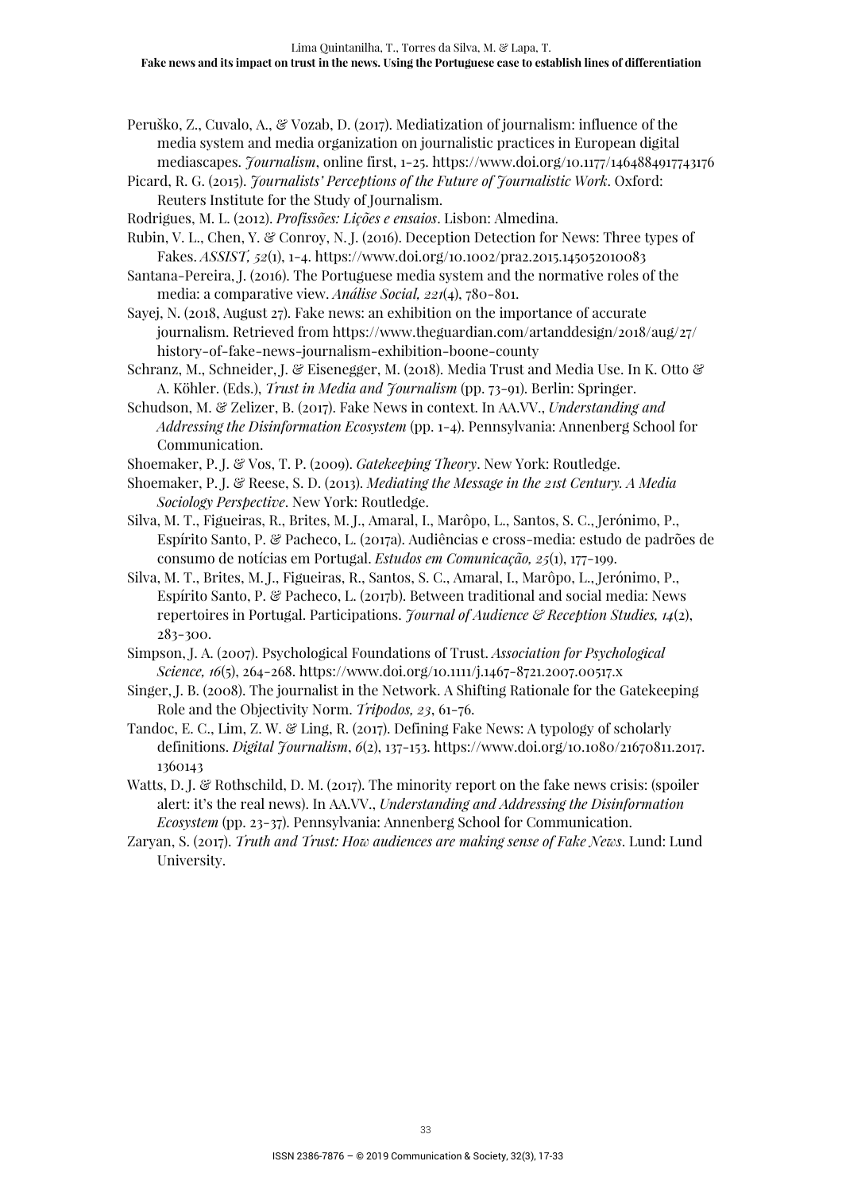Peruško, Z., Cuvalo, A., & Vozab, D. (2017). Mediatization of journalism: influence of the media system and media organization on journalistic practices in European digital mediascapes. *Journalism*, online first, 1-25. https://www.doi.org/10.1177/1464884917743176

Picard, R. G. (2015). *Journalists' Perceptions of the Future of Journalistic Work*. Oxford: Reuters Institute for the Study of Journalism.

Rodrigues, M. L. (2012). *Profissões: Lições e ensaios*. Lisbon: Almedina.

Rubin, V. L., Chen, Y. & Conroy, N. J. (2016). Deception Detection for News: Three types of Fakes. *ASSIST, 52*(1), 1-4. https://www.doi.org/10.1002/pra2.2015.145052010083

Santana-Pereira, J. (2016). The Portuguese media system and the normative roles of the media: a comparative view. *Análise Social, 221*(4), 780-801.

Sayej, N. (2018, August 27). Fake news: an exhibition on the importance of accurate journalism. Retrieved from https://www.theguardian.com/artanddesign/2018/aug/27/history-of-fake-news-journalism-exhibition-boone-county

Schranz, M., Schneider, J. & Eisenegger, M. (2018). Media Trust and Media Use. In K. Otto & A. Köhler. (Eds.), *Trust in Media and Journalism* (pp. 73-91). Berlin: Springer.

Schudson, M. & Zelizer, B. (2017). Fake News in context. In AA.VV., *Understanding and Addressing the Disinformation Ecosystem* (pp. 1-4). Pennsylvania: Annenberg School for Communication.

Shoemaker, P. J. & Vos, T. P. (2009). *Gatekeeping Theory*. New York: Routledge.

Shoemaker, P. J. & Reese, S. D. (2013). *Mediating the Message in the 21st Century. A Media Sociology Perspective*. New York: Routledge.

Silva, M. T., Figueiras, R., Brites, M. J., Amaral, I., Marôpo, L., Santos, S. C., Jerónimo, P., Espírito Santo, P. & Pacheco, L. (2017a). Audiências e cross-media: estudo de padrões de consumo de notícias em Portugal. *Estudos em Comunicação, 25*(1), 177-199.

Silva, M. T., Brites, M. J., Figueiras, R., Santos, S. C., Amaral, I., Marôpo, L., Jerónimo, P., Espírito Santo, P. & Pacheco, L. (2017b). Between traditional and social media: News repertoires in Portugal. Participations. *Journal of Audience & Reception Studies, 14*(2), 283-300.

Simpson, J. A. (2007). Psychological Foundations of Trust. *Association for Psychological Science, 16*(5), 264-268. https://www.doi.org/10.1111/j.1467-8721.2007.00517.x

Singer, J. B. (2008). The journalist in the Network. A Shifting Rationale for the Gatekeeping Role and the Objectivity Norm. *Trípodos, 23*, 61-76.

Tandoc, E. C., Lim, Z. W. & Ling, R. (2017). Defining Fake News: A typology of scholarly definitions. *Digital Journalism*, *6*(2), 137-153. https://www.doi.org/10.1080/21670811.2017.1360143

Watts, D. J. & Rothschild, D. M. (2017). The minority report on the fake news crisis: (spoiler alert: it's the real news). In AA.VV., *Understanding and Addressing the Disinformation Ecosystem* (pp. 23-37). Pennsylvania: Annenberg School for Communication.

Zaryan, S. (2017). *Truth and Trust: How audiences are making sense of Fake News*. Lund: Lund University.